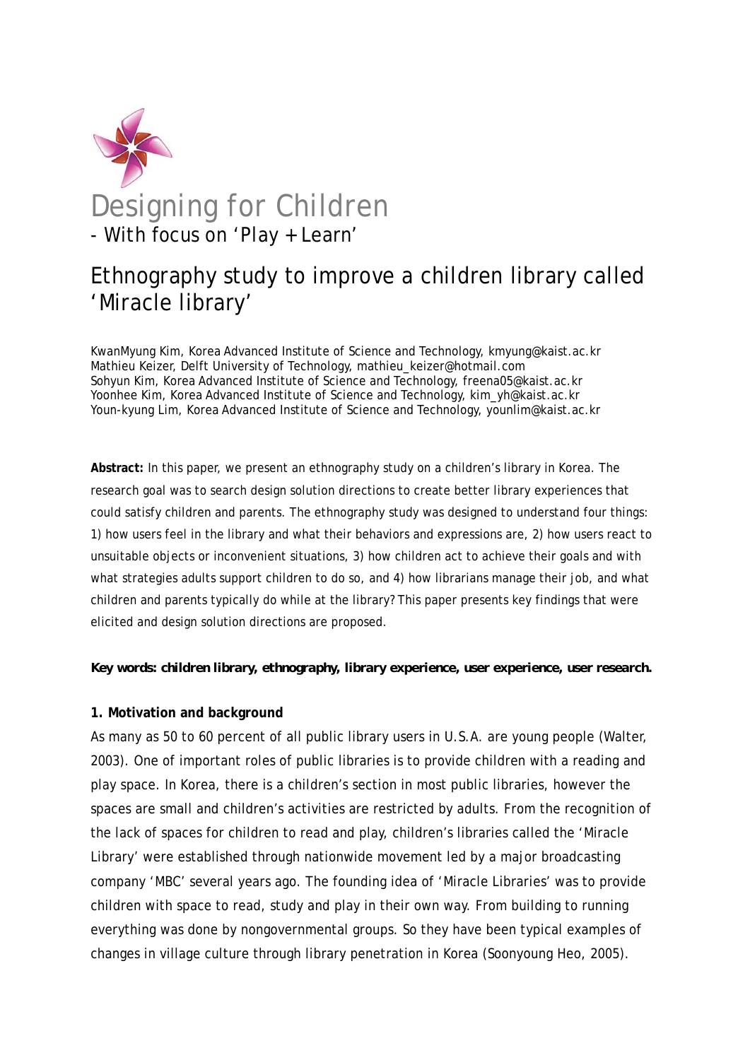# Designing for Children

## - With focus on 'Play + Learn'

# Ethnography study to improve a children library called 'Miracle library'

KwanMyung Kim, Korea Advanced Institute of Science and Technology, kmyung@kaist.ac.kr
Mathieu Keizer, Delft University of Technology, mathieu_keizer@hotmail.com
Sohyun Kim, Korea Advanced Institute of Science and Technology, freena05@kaist.ac.kr
Yoonhee Kim, Korea Advanced Institute of Science and Technology, kim_yh@kaist.ac.kr
Youn-kyung Lim, Korea Advanced Institute of Science and Technology, younlim@kaist.ac.kr

**Abstract:** In this paper, we present an ethnography study on a children's library in Korea. The research goal was to search design solution directions to create better library experiences that could satisfy children and parents. The ethnography study was designed to understand four things: 1) how users feel in the library and what their behaviors and expressions are, 2) how users react to unsuitable objects or inconvenient situations, 3) how children act to achieve their goals and with what strategies adults support children to do so, and 4) how librarians manage their job, and what children and parents typically do while at the library? This paper presents key findings that were elicited and design solution directions are proposed.

**Key words: children library, ethnography, library experience, user experience, user research.**

**1. Motivation and background**

As many as 50 to 60 percent of all public library users in U.S.A. are young people (Walter, 2003). One of important roles of public libraries is to provide children with a reading and play space. In Korea, there is a children's section in most public libraries, however the spaces are small and children's activities are restricted by adults. From the recognition of the lack of spaces for children to read and play, children's libraries called the 'Miracle Library' were established through nationwide movement led by a major broadcasting company 'MBC' several years ago. The founding idea of 'Miracle Libraries' was to provide children with space to read, study and play in their own way. From building to running everything was done by nongovernmental groups. So they have been typical examples of changes in village culture through library penetration in Korea (Soonyoung Heo, 2005).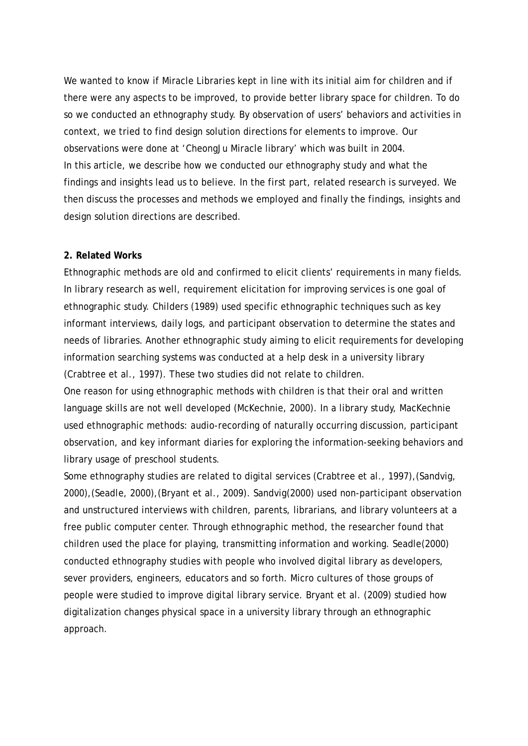We wanted to know if Miracle Libraries kept in line with its initial aim for children and if there were any aspects to be improved, to provide better library space for children. To do so we conducted an ethnography study. By observation of users' behaviors and activities in context, we tried to find design solution directions for elements to improve. Our observations were done at 'CheongJu Miracle library' which was built in 2004.

In this article, we describe how we conducted our ethnography study and what the findings and insights lead us to believe. In the first part, related research is surveyed. We then discuss the processes and methods we employed and finally the findings, insights and design solution directions are described.

## 2. Related Works

Ethnographic methods are old and confirmed to elicit clients' requirements in many fields. In library research as well, requirement elicitation for improving services is one goal of ethnographic study. Childers (1989) used specific ethnographic techniques such as key informant interviews, daily logs, and participant observation to determine the states and needs of libraries. Another ethnographic study aiming to elicit requirements for developing information searching systems was conducted at a help desk in a university library (Crabtree et al., 1997). These two studies did not relate to children.

One reason for using ethnographic methods with children is that their oral and written language skills are not well developed (McKechnie, 2000). In a library study, MacKechnie used ethnographic methods: audio-recording of naturally occurring discussion, participant observation, and key informant diaries for exploring the information-seeking behaviors and library usage of preschool students.

Some ethnography studies are related to digital services (Crabtree et al., 1997),(Sandvig, 2000),(Seadle, 2000),(Bryant et al., 2009). Sandvig(2000) used non-participant observation and unstructured interviews with children, parents, librarians, and library volunteers at a free public computer center. Through ethnographic method, the researcher found that children used the place for playing, transmitting information and working. Seadle(2000) conducted ethnography studies with people who involved digital library as developers, sever providers, engineers, educators and so forth. Micro cultures of those groups of people were studied to improve digital library service. Bryant et al. (2009) studied how digitalization changes physical space in a university library through an ethnographic approach.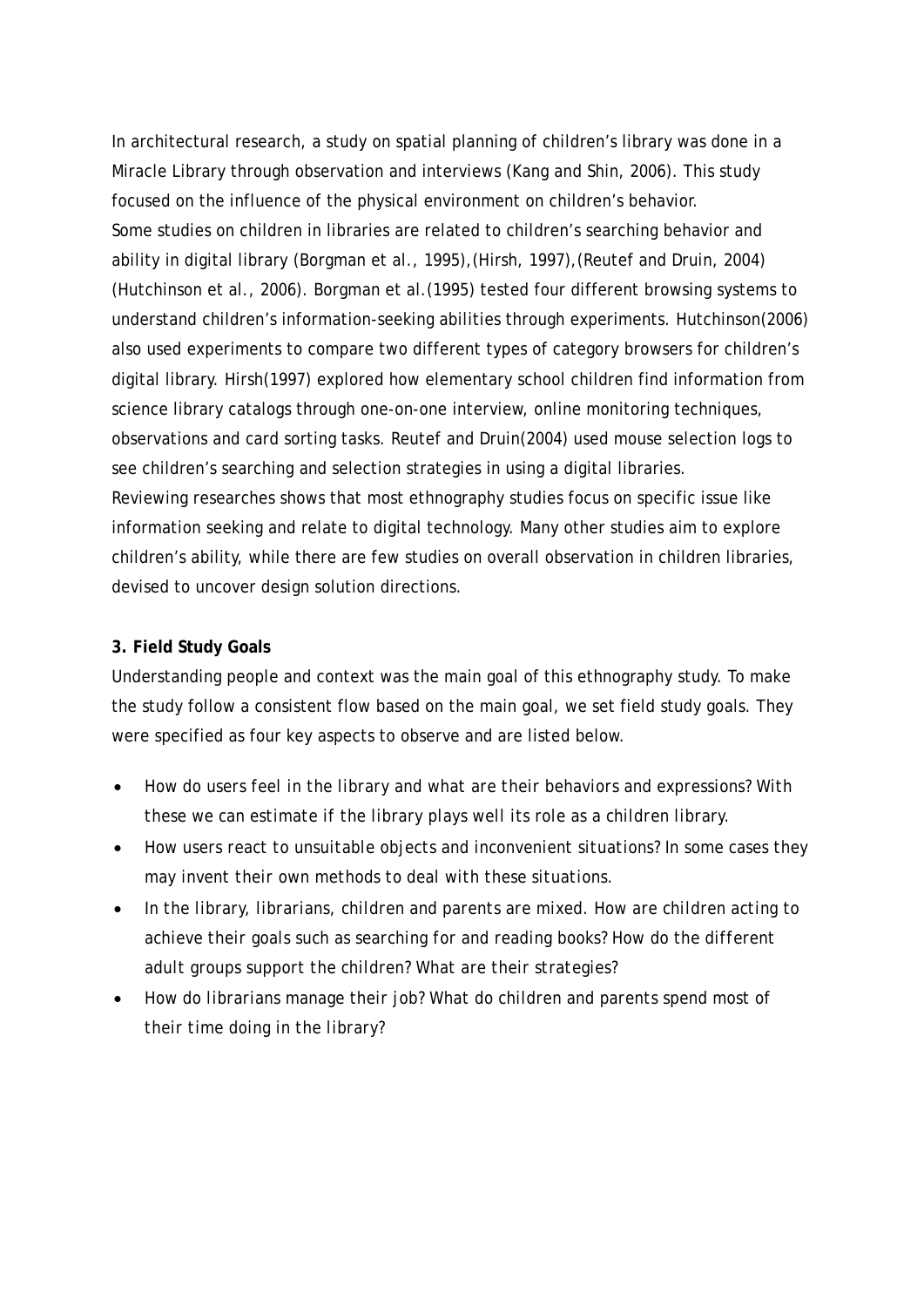In architectural research, a study on spatial planning of children's library was done in a Miracle Library through observation and interviews (Kang and Shin, 2006). This study focused on the influence of the physical environment on children's behavior.
Some studies on children in libraries are related to children's searching behavior and ability in digital library (Borgman et al., 1995),(Hirsh, 1997),(Reutef and Druin, 2004) (Hutchinson et al., 2006). Borgman et al.(1995) tested four different browsing systems to understand children's information-seeking abilities through experiments. Hutchinson(2006) also used experiments to compare two different types of category browsers for children's digital library. Hirsh(1997) explored how elementary school children find information from science library catalogs through one-on-one interview, online monitoring techniques, observations and card sorting tasks. Reutef and Druin(2004) used mouse selection logs to see children's searching and selection strategies in using a digital libraries.
Reviewing researches shows that most ethnography studies focus on specific issue like information seeking and relate to digital technology. Many other studies aim to explore children's ability, while there are few studies on overall observation in children libraries, devised to uncover design solution directions.

## 3. Field Study Goals

Understanding people and context was the main goal of this ethnography study. To make the study follow a consistent flow based on the main goal, we set field study goals. They were specified as four key aspects to observe and are listed below.

- *How do users feel in the library and what are their behaviors and expressions? With these we can estimate if the library plays well its role as a children library.*
- *How users react to unsuitable objects and inconvenient situations? In some cases they may invent their own methods to deal with these situations.*
- *In the library, librarians, children and parents are mixed. How are children acting to achieve their goals such as searching for and reading books? How do the different adult groups support the children? What are their strategies?*
- *How do librarians manage their job? What do children and parents spend most of their time doing in the library?*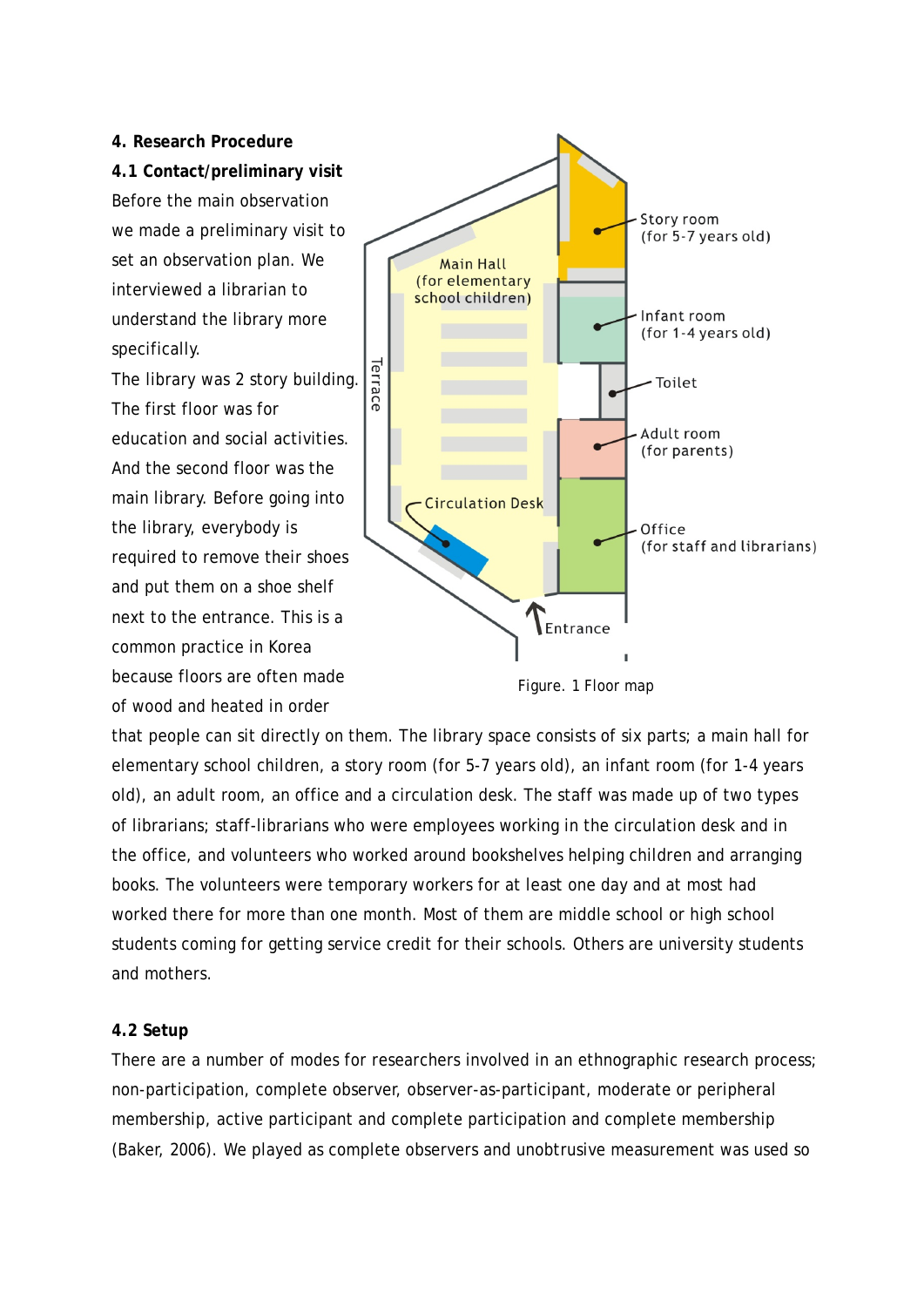## 4. Research Procedure

### 4.1 Contact/preliminary visit

Before the main observation we made a preliminary visit to set an observation plan. We interviewed a librarian to understand the library more specifically.

The library was 2 story building. The first floor was for education and social activities. And the second floor was the main library. Before going into the library, everybody is required to remove their shoes and put them on a shoe shelf next to the entrance. This is a common practice in Korea because floors are often made of wood and heated in order that people can sit directly on them. The library space consists of six parts; a main hall for elementary school children, a story room (for 5-7 years old), an infant room (for 1-4 years old), an adult room, an office and a circulation desk. The staff was made up of two types of librarians; staff-librarians who were employees working in the circulation desk and in the office, and volunteers who worked around bookshelves helping children and arranging books. The volunteers were temporary workers for at least one day and at most had worked there for more than one month. Most of them are middle school or high school students coming for getting service credit for their schools. Others are university students and mothers.

Figure. 1 Floor map

### 4.2 Setup

There are a number of modes for researchers involved in an ethnographic research process; non-participation, complete observer, observer-as-participant, moderate or peripheral membership, active participant and complete participation and complete membership (Baker, 2006). We played as complete observers and unobtrusive measurement was used so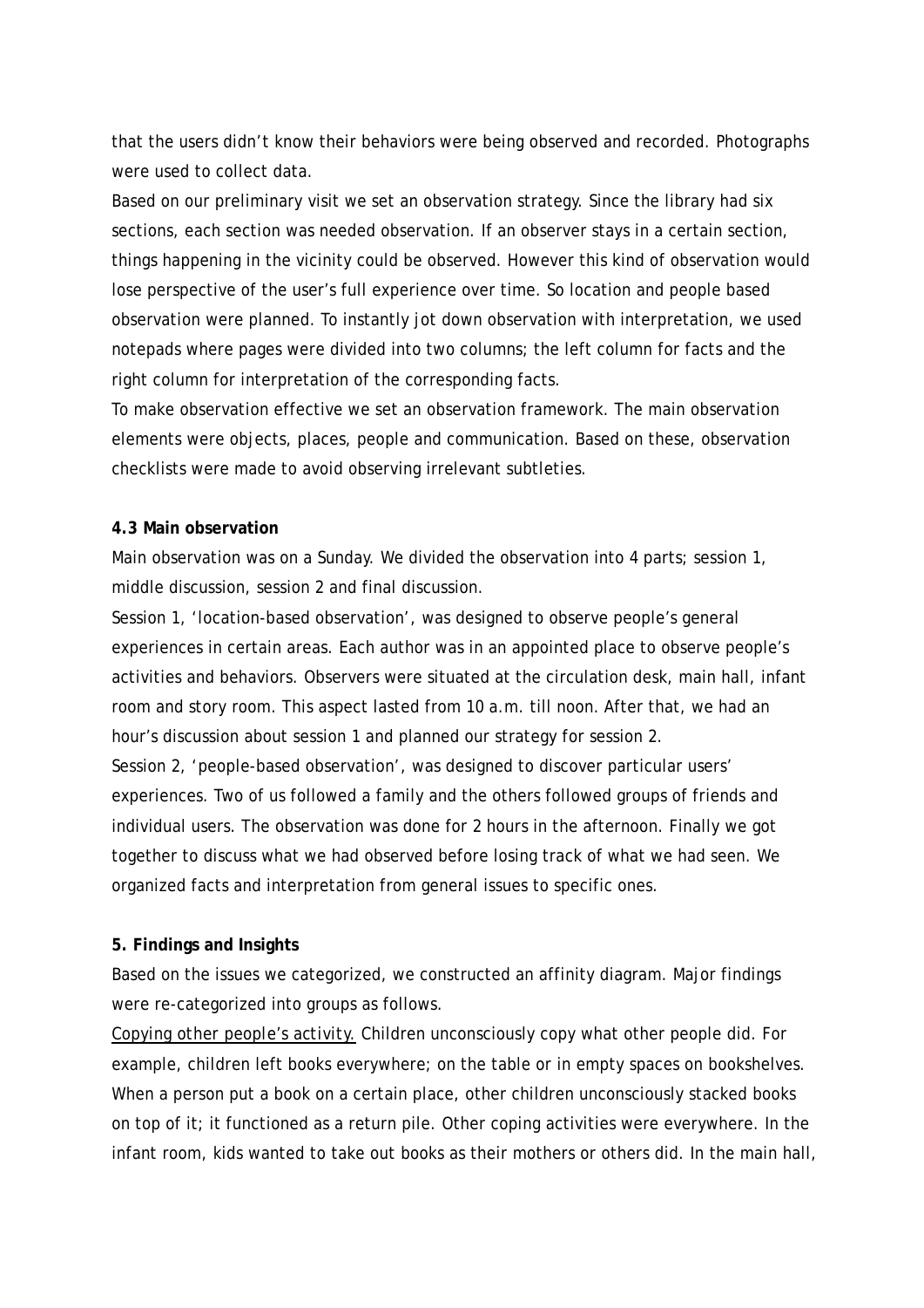that the users didn't know their behaviors were being observed and recorded. Photographs were used to collect data.

Based on our preliminary visit we set an observation strategy. Since the library had six sections, each section was needed observation. If an observer stays in a certain section, things happening in the vicinity could be observed. However this kind of observation would lose perspective of the user's full experience over time. So location and people based observation were planned. To instantly jot down observation with interpretation, we used notepads where pages were divided into two columns; the left column for facts and the right column for interpretation of the corresponding facts.

To make observation effective we set an observation framework. The main observation elements were objects, places, people and communication. Based on these, observation checklists were made to avoid observing irrelevant subtleties.

### 4.3 Main observation

Main observation was on a Sunday. We divided the observation into 4 parts; session 1, middle discussion, session 2 and final discussion.

Session 1, 'location-based observation', was designed to observe people's general experiences in certain areas. Each author was in an appointed place to observe people's activities and behaviors. Observers were situated at the circulation desk, main hall, infant room and story room. This aspect lasted from 10 a.m. till noon. After that, we had an hour's discussion about session 1 and planned our strategy for session 2.

Session 2, 'people-based observation', was designed to discover particular users' experiences. Two of us followed a family and the others followed groups of friends and individual users. The observation was done for 2 hours in the afternoon. Finally we got together to discuss what we had observed before losing track of what we had seen. We organized facts and interpretation from general issues to specific ones.

## 5. Findings and Insights

Based on the issues we categorized, we constructed an affinity diagram. Major findings were re-categorized into groups as follows.

Copying other people's activity. Children unconsciously copy what other people did. For example, children left books everywhere; on the table or in empty spaces on bookshelves. When a person put a book on a certain place, other children unconsciously stacked books on top of it; it functioned as a return pile. Other coping activities were everywhere. In the infant room, kids wanted to take out books as their mothers or others did. In the main hall,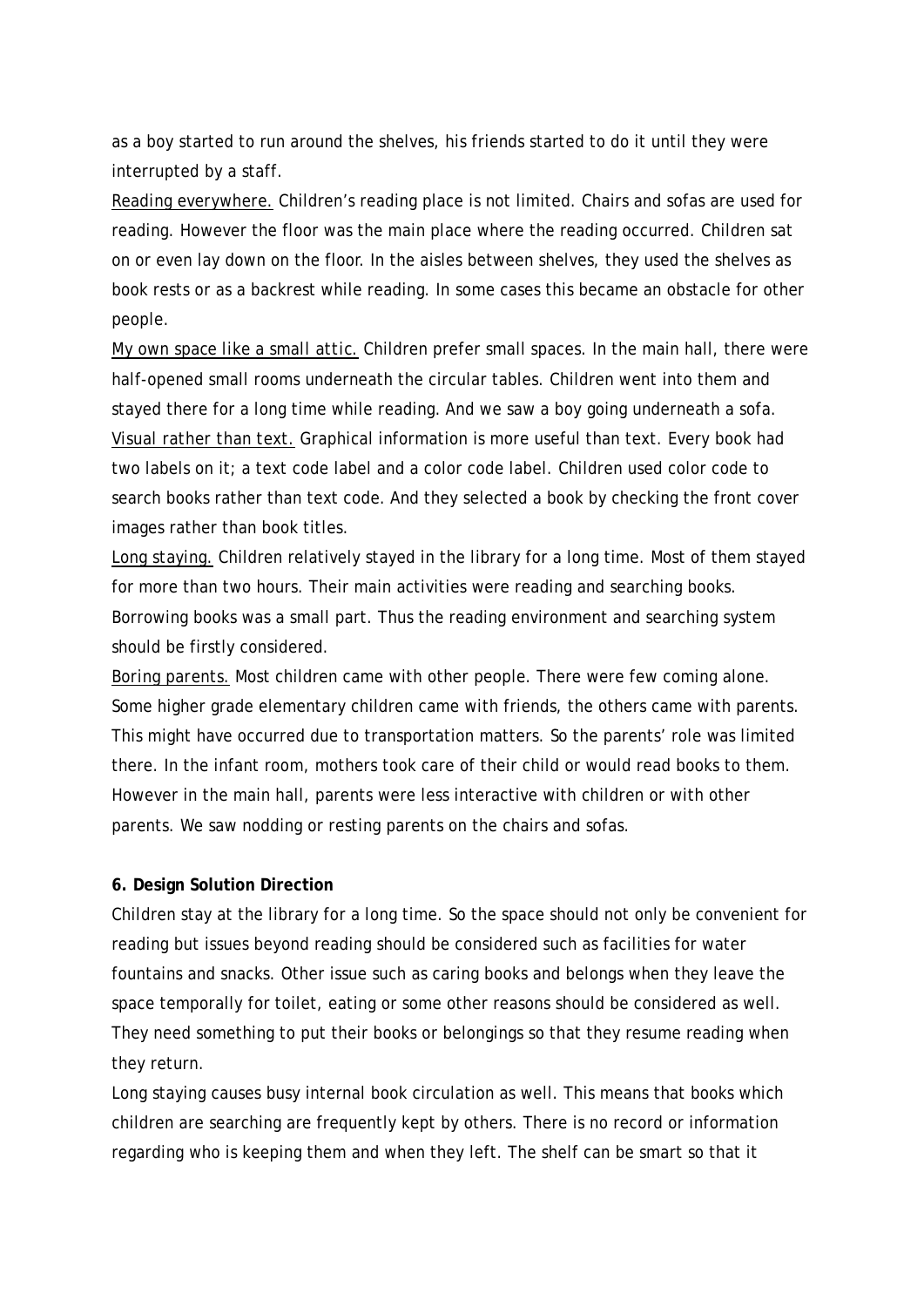as a boy started to run around the shelves, his friends started to do it until they were interrupted by a staff.

Reading everywhere. Children's reading place is not limited. Chairs and sofas are used for reading. However the floor was the main place where the reading occurred. Children sat on or even lay down on the floor. In the aisles between shelves, they used the shelves as book rests or as a backrest while reading. In some cases this became an obstacle for other people.

My own space like a small attic. Children prefer small spaces. In the main hall, there were half-opened small rooms underneath the circular tables. Children went into them and stayed there for a long time while reading. And we saw a boy going underneath a sofa.

Visual rather than text. Graphical information is more useful than text. Every book had two labels on it; a text code label and a color code label. Children used color code to search books rather than text code. And they selected a book by checking the front cover images rather than book titles.

Long staying. Children relatively stayed in the library for a long time. Most of them stayed for more than two hours. Their main activities were reading and searching books. Borrowing books was a small part. Thus the reading environment and searching system should be firstly considered.

Boring parents. Most children came with other people. There were few coming alone. Some higher grade elementary children came with friends, the others came with parents. This might have occurred due to transportation matters. So the parents' role was limited there. In the infant room, mothers took care of their child or would read books to them. However in the main hall, parents were less interactive with children or with other parents. We saw nodding or resting parents on the chairs and sofas.

**6. Design Solution Direction**

Children stay at the library for a long time. So the space should not only be convenient for reading but issues beyond reading should be considered such as facilities for water fountains and snacks. Other issue such as caring books and belongs when they leave the space temporally for toilet, eating or some other reasons should be considered as well. They need something to put their books or belongings so that they resume reading when they return.

Long staying causes busy internal book circulation as well. This means that books which children are searching are frequently kept by others. There is no record or information regarding who is keeping them and when they left. The shelf can be smart so that it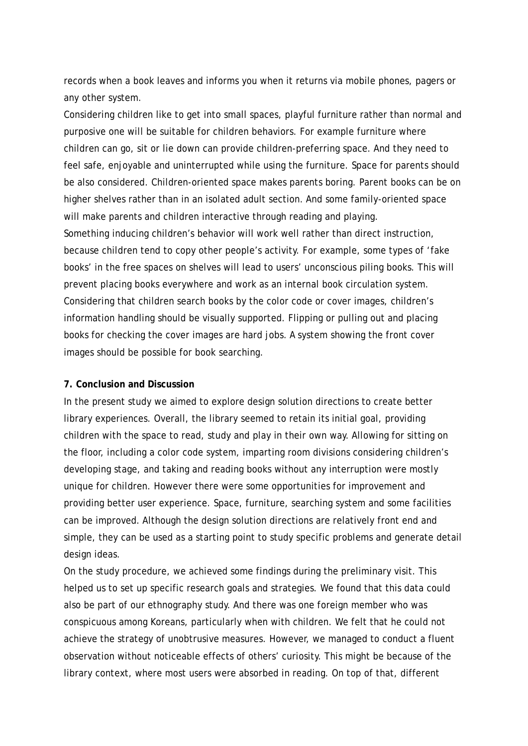records when a book leaves and informs you when it returns via mobile phones, pagers or any other system.

Considering children like to get into small spaces, playful furniture rather than normal and purposive one will be suitable for children behaviors. For example furniture where children can go, sit or lie down can provide children-preferring space. And they need to feel safe, enjoyable and uninterrupted while using the furniture. Space for parents should be also considered. Children-oriented space makes parents boring. Parent books can be on higher shelves rather than in an isolated adult section. And some family-oriented space will make parents and children interactive through reading and playing.

Something inducing children's behavior will work well rather than direct instruction, because children tend to copy other people's activity. For example, some types of 'fake books' in the free spaces on shelves will lead to users' unconscious piling books. This will prevent placing books everywhere and work as an internal book circulation system.

Considering that children search books by the color code or cover images, children's information handling should be visually supported. Flipping or pulling out and placing books for checking the cover images are hard jobs. A system showing the front cover images should be possible for book searching.

**7. Conclusion and Discussion**

In the present study we aimed to explore design solution directions to create better library experiences. Overall, the library seemed to retain its initial goal, providing children with the space to read, study and play in their own way. Allowing for sitting on the floor, including a color code system, imparting room divisions considering children's developing stage, and taking and reading books without any interruption were mostly unique for children. However there were some opportunities for improvement and providing better user experience. Space, furniture, searching system and some facilities can be improved. Although the design solution directions are relatively front end and simple, they can be used as a starting point to study specific problems and generate detail design ideas.

On the study procedure, we achieved some findings during the preliminary visit. This helped us to set up specific research goals and strategies. We found that this data could also be part of our ethnography study. And there was one foreign member who was conspicuous among Koreans, particularly when with children. We felt that he could not achieve the strategy of unobtrusive measures. However, we managed to conduct a fluent observation without noticeable effects of others' curiosity. This might be because of the library context, where most users were absorbed in reading. On top of that, different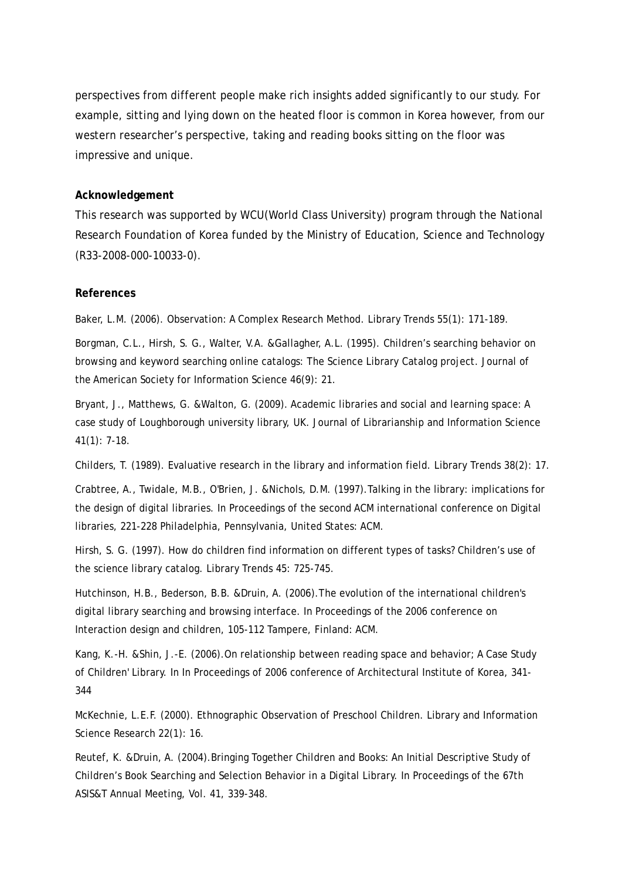perspectives from different people make rich insights added significantly to our study. For example, sitting and lying down on the heated floor is common in Korea however, from our western researcher's perspective, taking and reading books sitting on the floor was impressive and unique.

**Acknowledgement**

This research was supported by WCU(World Class University) program through the National Research Foundation of Korea funded by the Ministry of Education, Science and Technology (R33-2008-000-10033-0).

**References**

Baker, L.M. (2006). Observation: A Complex Research Method. Library Trends 55(1): 171-189.

Borgman, C.L., Hirsh, S. G., Walter, V.A. &Gallagher, A.L. (1995). Children's searching behavior on browsing and keyword searching online catalogs: The Science Library Catalog project. Journal of the American Society for Information Science 46(9): 21.

Bryant, J., Matthews, G. &Walton, G. (2009). Academic libraries and social and learning space: A case study of Loughborough university library, UK. Journal of Librarianship and Information Science 41(1): 7-18.

Childers, T. (1989). Evaluative research in the library and information field. Library Trends 38(2): 17.

Crabtree, A., Twidale, M.B., O'Brien, J. &Nichols, D.M. (1997).Talking in the library: implications for the design of digital libraries. In Proceedings of the second ACM international conference on Digital libraries, 221-228 Philadelphia, Pennsylvania, United States: ACM.

Hirsh, S. G. (1997). How do children find information on different types of tasks? Children's use of the science library catalog. Library Trends 45: 725-745.

Hutchinson, H.B., Bederson, B.B. &Druin, A. (2006).The evolution of the international children's digital library searching and browsing interface. In Proceedings of the 2006 conference on Interaction design and children, 105-112 Tampere, Finland: ACM.

Kang, K.-H. &Shin, J.-E. (2006).On relationship between reading space and behavior; A Case Study of Children' Library. In In Proceedings of 2006 conference of Architectural Institute of Korea, 341-344

McKechnie, L.E.F. (2000). Ethnographic Observation of Preschool Children. Library and Information Science Research 22(1): 16.

Reutef, K. &Druin, A. (2004).Bringing Together Children and Books: An Initial Descriptive Study of Children's Book Searching and Selection Behavior in a Digital Library. In Proceedings of the 67th ASIS&T Annual Meeting, Vol. 41, 339-348.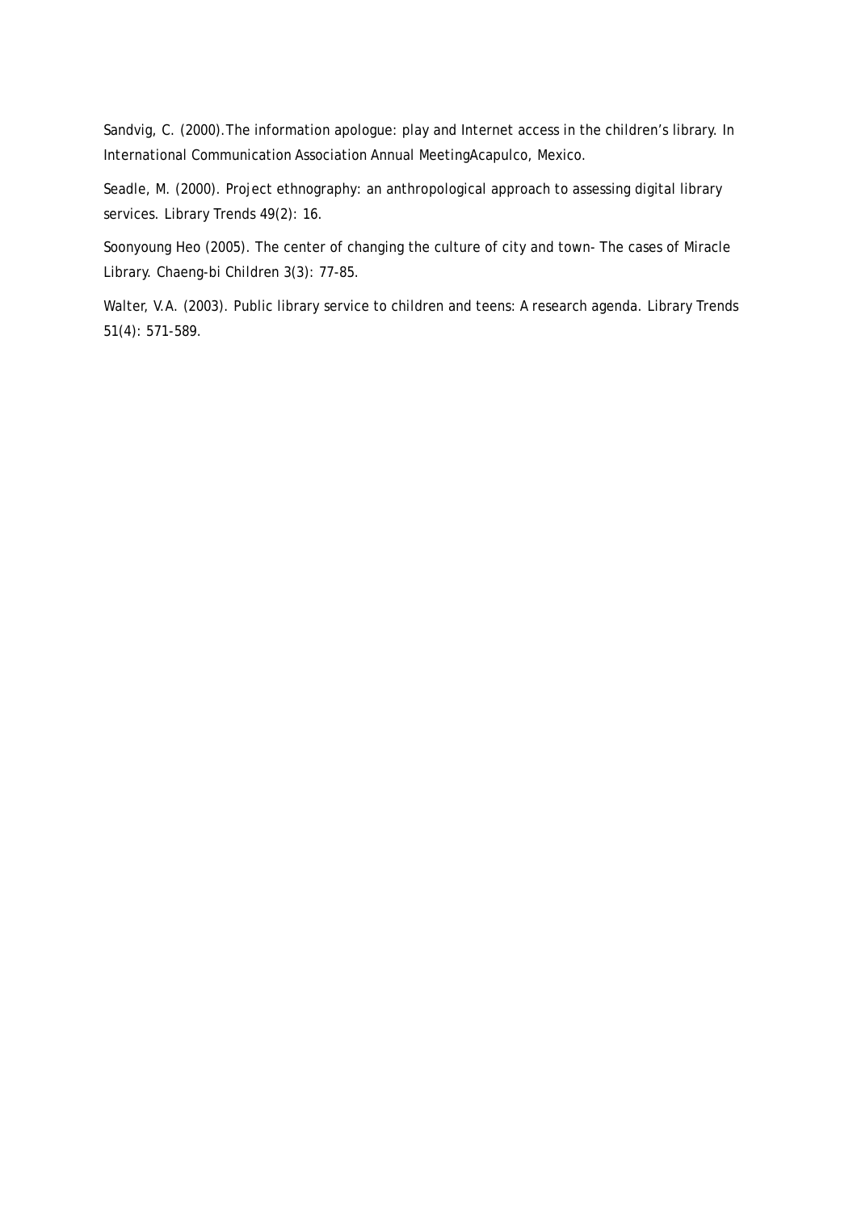Sandvig, C. (2000).The information apologue: play and Internet access in the children's library. In International Communication Association Annual MeetingAcapulco, Mexico.

Seadle, M. (2000). Project ethnography: an anthropological approach to assessing digital library services. Library Trends 49(2): 16.

Soonyoung Heo (2005). The center of changing the culture of city and town- The cases of Miracle Library. Chaeng-bi Children 3(3): 77-85.

Walter, V.A. (2003). Public library service to children and teens: A research agenda. Library Trends 51(4): 571-589.